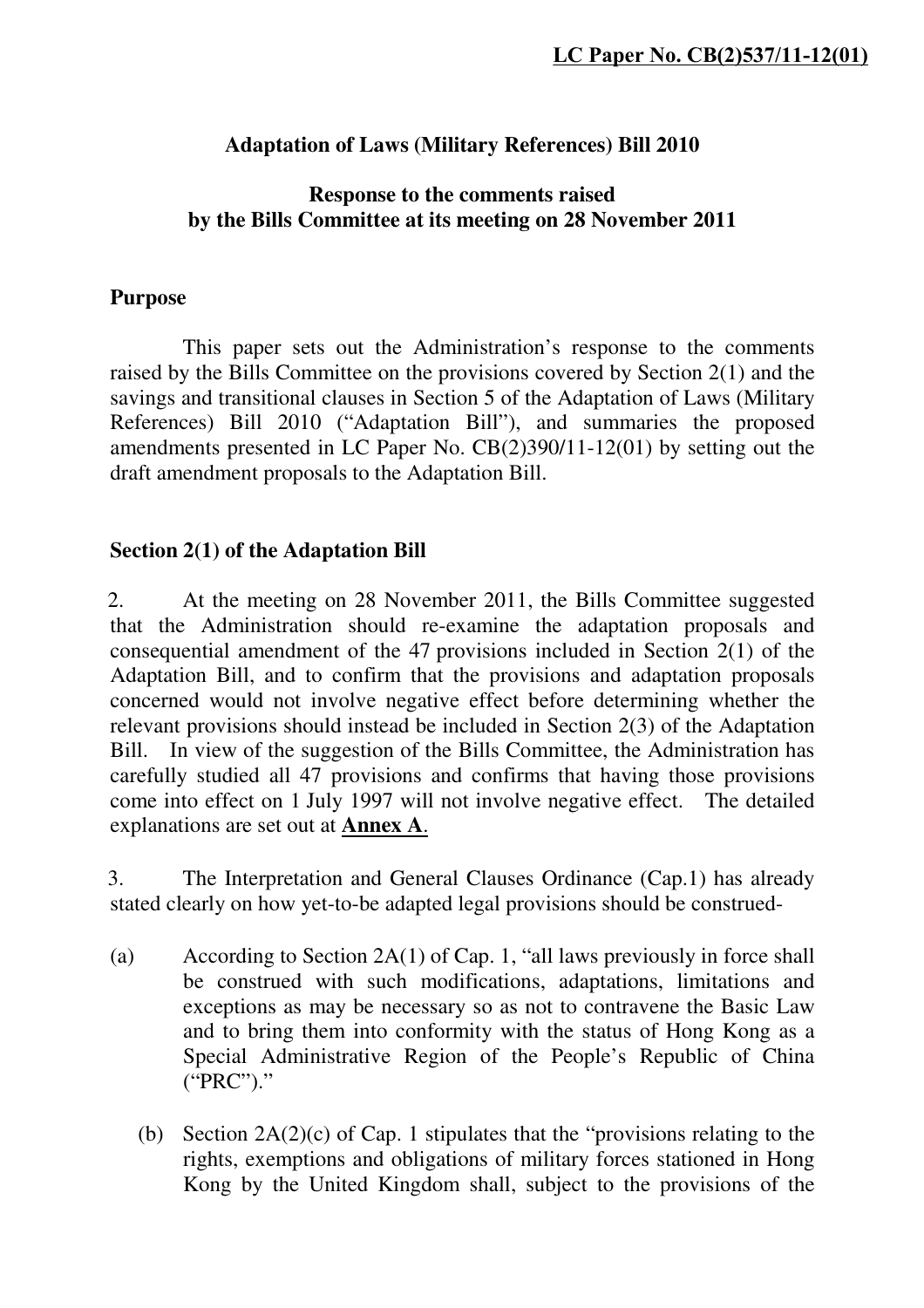**LC Paper No. CB(2)537/11-12(01)**

**Adaptation of Laws (Military References) Bill 2010**

**Response to the comments raised by the Bills Committee at its meeting on 28 November 2011**

**Purpose**

This paper sets out the Administration's response to the comments raised by the Bills Committee on the provisions covered by Section 2(1) and the savings and transitional clauses in Section 5 of the Adaptation of Laws (Military References) Bill 2010 ("Adaptation Bill"), and summaries the proposed amendments presented in LC Paper No. CB(2)390/11-12(01) by setting out the draft amendment proposals to the Adaptation Bill.

**Section 2(1) of the Adaptation Bill**

2. At the meeting on 28 November 2011, the Bills Committee suggested that the Administration should re-examine the adaptation proposals and consequential amendment of the 47 provisions included in Section 2(1) of the Adaptation Bill, and to confirm that the provisions and adaptation proposals concerned would not involve negative effect before determining whether the relevant provisions should instead be included in Section 2(3) of the Adaptation Bill. In view of the suggestion of the Bills Committee, the Administration has carefully studied all 47 provisions and confirms that having those provisions come into effect on 1 July 1997 will not involve negative effect. The detailed explanations are set out at **Annex A**.

3. The Interpretation and General Clauses Ordinance (Cap.1) has already stated clearly on how yet-to-be adapted legal provisions should be construed-

(a) According to Section 2A(1) of Cap. 1, "all laws previously in force shall be construed with such modifications, adaptations, limitations and exceptions as may be necessary so as not to contravene the Basic Law and to bring them into conformity with the status of Hong Kong as a Special Administrative Region of the People's Republic of China ("PRC")."

(b) Section 2A(2)(c) of Cap. 1 stipulates that the "provisions relating to the rights, exemptions and obligations of military forces stationed in Hong Kong by the United Kingdom shall, subject to the provisions of the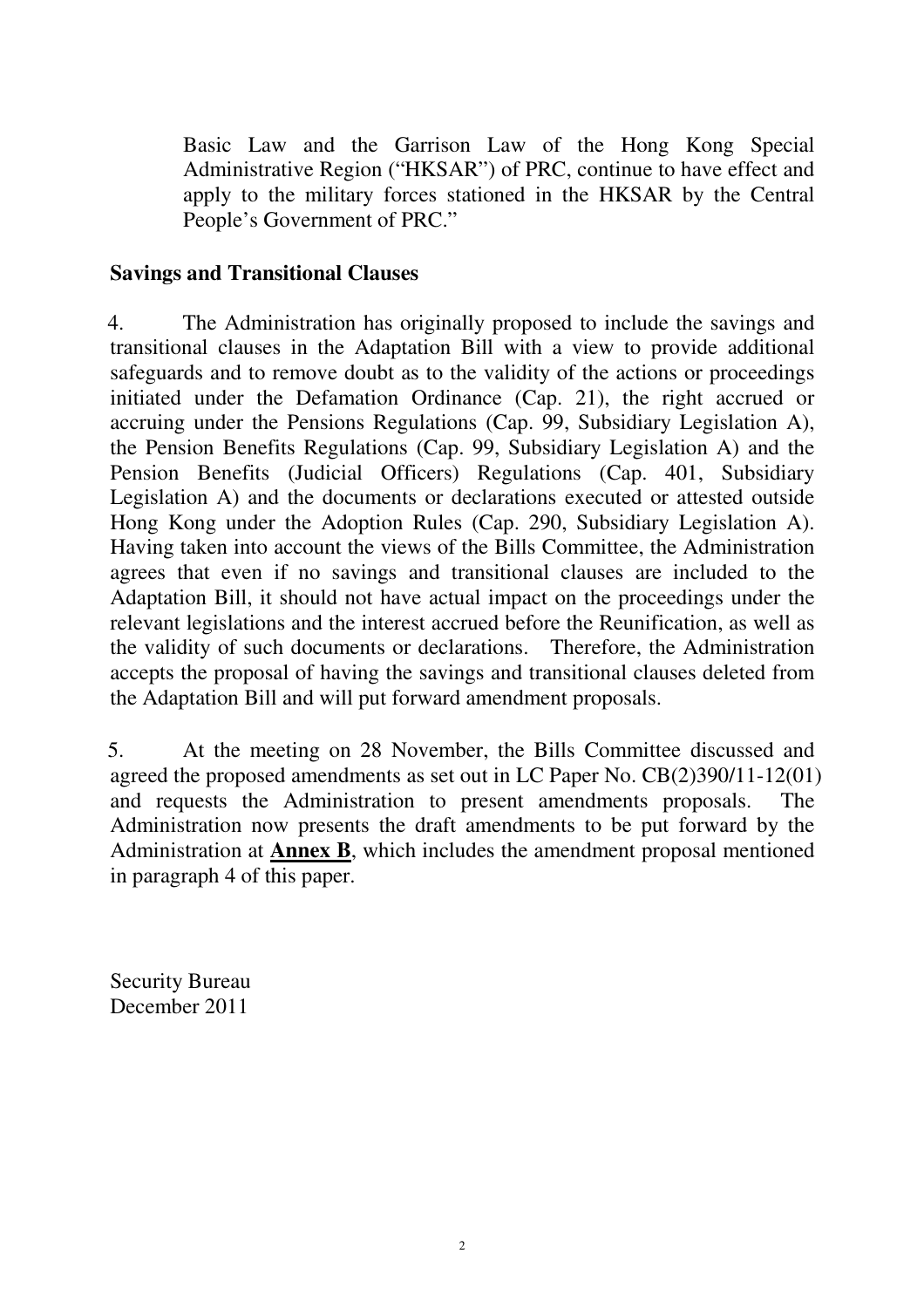Basic Law and the Garrison Law of the Hong Kong Special Administrative Region ("HKSAR") of PRC, continue to have effect and apply to the military forces stationed in the HKSAR by the Central People's Government of PRC."

**Savings and Transitional Clauses**

4. The Administration has originally proposed to include the savings and transitional clauses in the Adaptation Bill with a view to provide additional safeguards and to remove doubt as to the validity of the actions or proceedings initiated under the Defamation Ordinance (Cap. 21), the right accrued or accruing under the Pensions Regulations (Cap. 99, Subsidiary Legislation A), the Pension Benefits Regulations (Cap. 99, Subsidiary Legislation A) and the Pension Benefits (Judicial Officers) Regulations (Cap. 401, Subsidiary Legislation A) and the documents or declarations executed or attested outside Hong Kong under the Adoption Rules (Cap. 290, Subsidiary Legislation A). Having taken into account the views of the Bills Committee, the Administration agrees that even if no savings and transitional clauses are included to the Adaptation Bill, it should not have actual impact on the proceedings under the relevant legislations and the interest accrued before the Reunification, as well as the validity of such documents or declarations. Therefore, the Administration accepts the proposal of having the savings and transitional clauses deleted from the Adaptation Bill and will put forward amendment proposals.

5. At the meeting on 28 November, the Bills Committee discussed and agreed the proposed amendments as set out in LC Paper No. CB(2)390/11-12(01) and requests the Administration to present amendments proposals. The Administration now presents the draft amendments to be put forward by the Administration at **Annex B**, which includes the amendment proposal mentioned in paragraph 4 of this paper.

Security Bureau
December 2011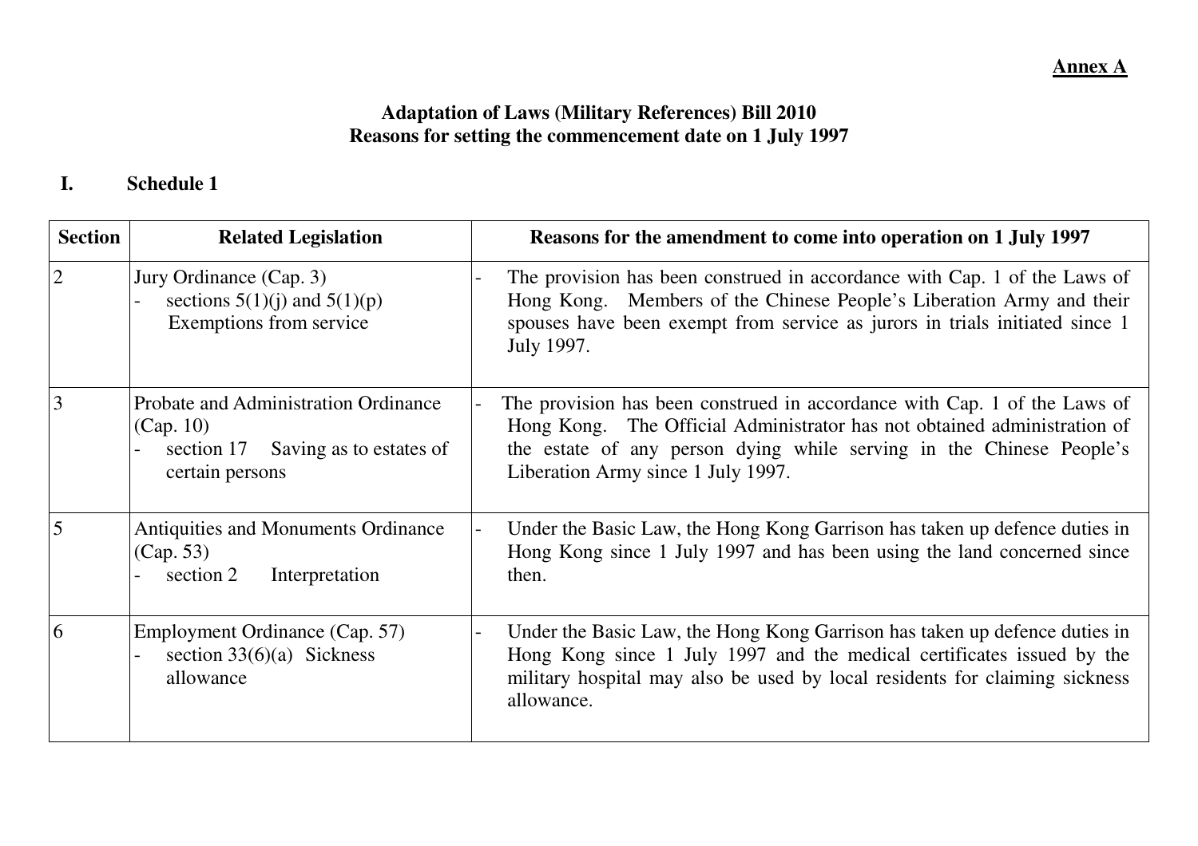**Annex A**

**Adaptation of Laws (Military References) Bill 2010**
**Reasons for setting the commencement date on 1 July 1997**

## I. Schedule 1

| Section | Related Legislation | Reasons for the amendment to come into operation on 1 July 1997 |
|---|---|---|
| 2 | Jury Ordinance (Cap. 3)<br>- sections 5(1)(j) and 5(1)(p) Exemptions from service | - The provision has been construed in accordance with Cap. 1 of the Laws of Hong Kong. Members of the Chinese People's Liberation Army and their spouses have been exempt from service as jurors in trials initiated since 1 July 1997. |
| 3 | Probate and Administration Ordinance (Cap. 10)<br>- section 17 Saving as to estates of certain persons | - The provision has been construed in accordance with Cap. 1 of the Laws of Hong Kong. The Official Administrator has not obtained administration of the estate of any person dying while serving in the Chinese People's Liberation Army since 1 July 1997. |
| 5 | Antiquities and Monuments Ordinance (Cap. 53)<br>- section 2 Interpretation | - Under the Basic Law, the Hong Kong Garrison has taken up defence duties in Hong Kong since 1 July 1997 and has been using the land concerned since then. |
| 6 | Employment Ordinance (Cap. 57)<br>- section 33(6)(a) Sickness allowance | - Under the Basic Law, the Hong Kong Garrison has taken up defence duties in Hong Kong since 1 July 1997 and the medical certificates issued by the military hospital may also be used by local residents for claiming sickness allowance. |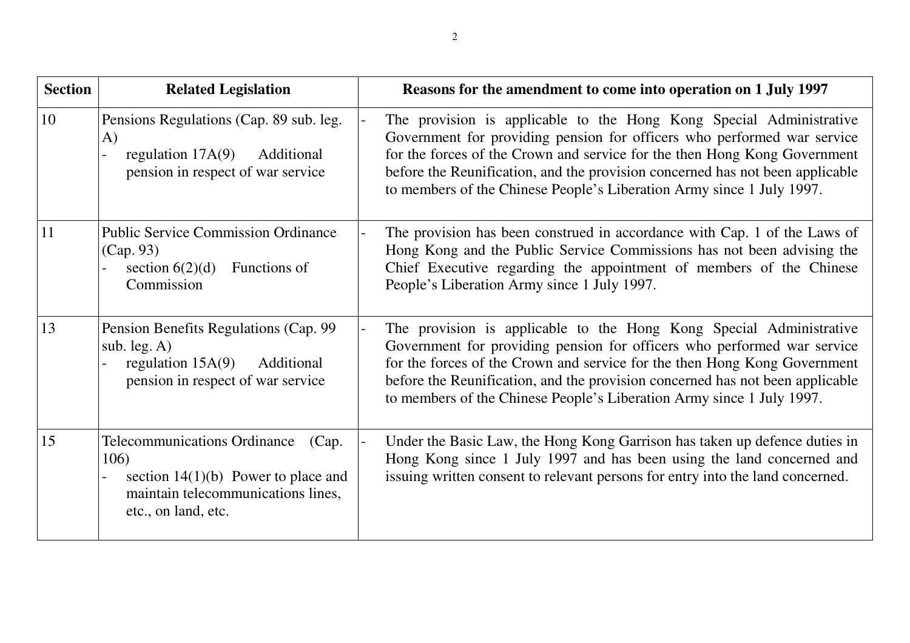| Section | Related Legislation | Reasons for the amendment to come into operation on 1 July 1997 |
|---|---|---|
| 10 | Pensions Regulations (Cap. 89 sub. leg. A)<br>- regulation 17A(9) Additional pension in respect of war service | - The provision is applicable to the Hong Kong Special Administrative Government for providing pension for officers who performed war service for the forces of the Crown and service for the then Hong Kong Government before the Reunification, and the provision concerned has not been applicable to members of the Chinese People's Liberation Army since 1 July 1997. |
| 11 | Public Service Commission Ordinance (Cap. 93)<br>- section 6(2)(d) Functions of Commission | - The provision has been construed in accordance with Cap. 1 of the Laws of Hong Kong and the Public Service Commissions has not been advising the Chief Executive regarding the appointment of members of the Chinese People's Liberation Army since 1 July 1997. |
| 13 | Pension Benefits Regulations (Cap. 99 sub. leg. A)<br>- regulation 15A(9) Additional pension in respect of war service | - The provision is applicable to the Hong Kong Special Administrative Government for providing pension for officers who performed war service for the forces of the Crown and service for the then Hong Kong Government before the Reunification, and the provision concerned has not been applicable to members of the Chinese People's Liberation Army since 1 July 1997. |
| 15 | Telecommunications Ordinance (Cap. 106)<br>- section 14(1)(b) Power to place and maintain telecommunications lines, etc., on land, etc. | - Under the Basic Law, the Hong Kong Garrison has taken up defence duties in Hong Kong since 1 July 1997 and has been using the land concerned and issuing written consent to relevant persons for entry into the land concerned. |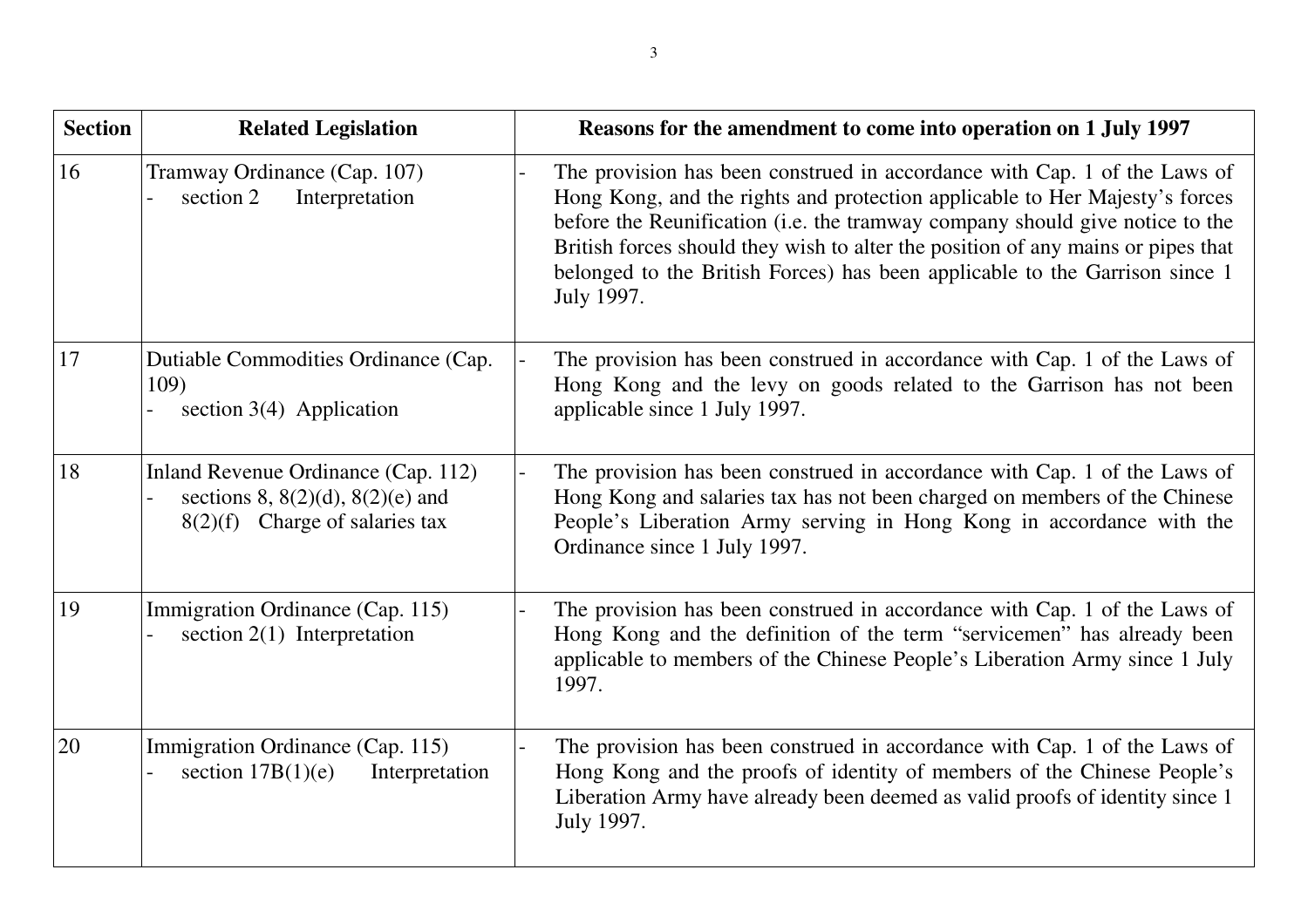| Section | Related Legislation | Reasons for the amendment to come into operation on 1 July 1997 |
|---|---|---|
| 16 | Tramway Ordinance (Cap. 107)<br>- section 2 Interpretation | - The provision has been construed in accordance with Cap. 1 of the Laws of Hong Kong, and the rights and protection applicable to Her Majesty's forces before the Reunification (i.e. the tramway company should give notice to the British forces should they wish to alter the position of any mains or pipes that belonged to the British Forces) has been applicable to the Garrison since 1 July 1997. |
| 17 | Dutiable Commodities Ordinance (Cap. 109)<br>- section 3(4) Application | - The provision has been construed in accordance with Cap. 1 of the Laws of Hong Kong and the levy on goods related to the Garrison has not been applicable since 1 July 1997. |
| 18 | Inland Revenue Ordinance (Cap. 112)<br>- sections 8, 8(2)(d), 8(2)(e) and 8(2)(f) Charge of salaries tax | - The provision has been construed in accordance with Cap. 1 of the Laws of Hong Kong and salaries tax has not been charged on members of the Chinese People's Liberation Army serving in Hong Kong in accordance with the Ordinance since 1 July 1997. |
| 19 | Immigration Ordinance (Cap. 115)<br>- section 2(1) Interpretation | - The provision has been construed in accordance with Cap. 1 of the Laws of Hong Kong and the definition of the term "servicemen" has already been applicable to members of the Chinese People's Liberation Army since 1 July 1997. |
| 20 | Immigration Ordinance (Cap. 115)<br>- section 17B(1)(e) Interpretation | - The provision has been construed in accordance with Cap. 1 of the Laws of Hong Kong and the proofs of identity of members of the Chinese People's Liberation Army have already been deemed as valid proofs of identity since 1 July 1997. |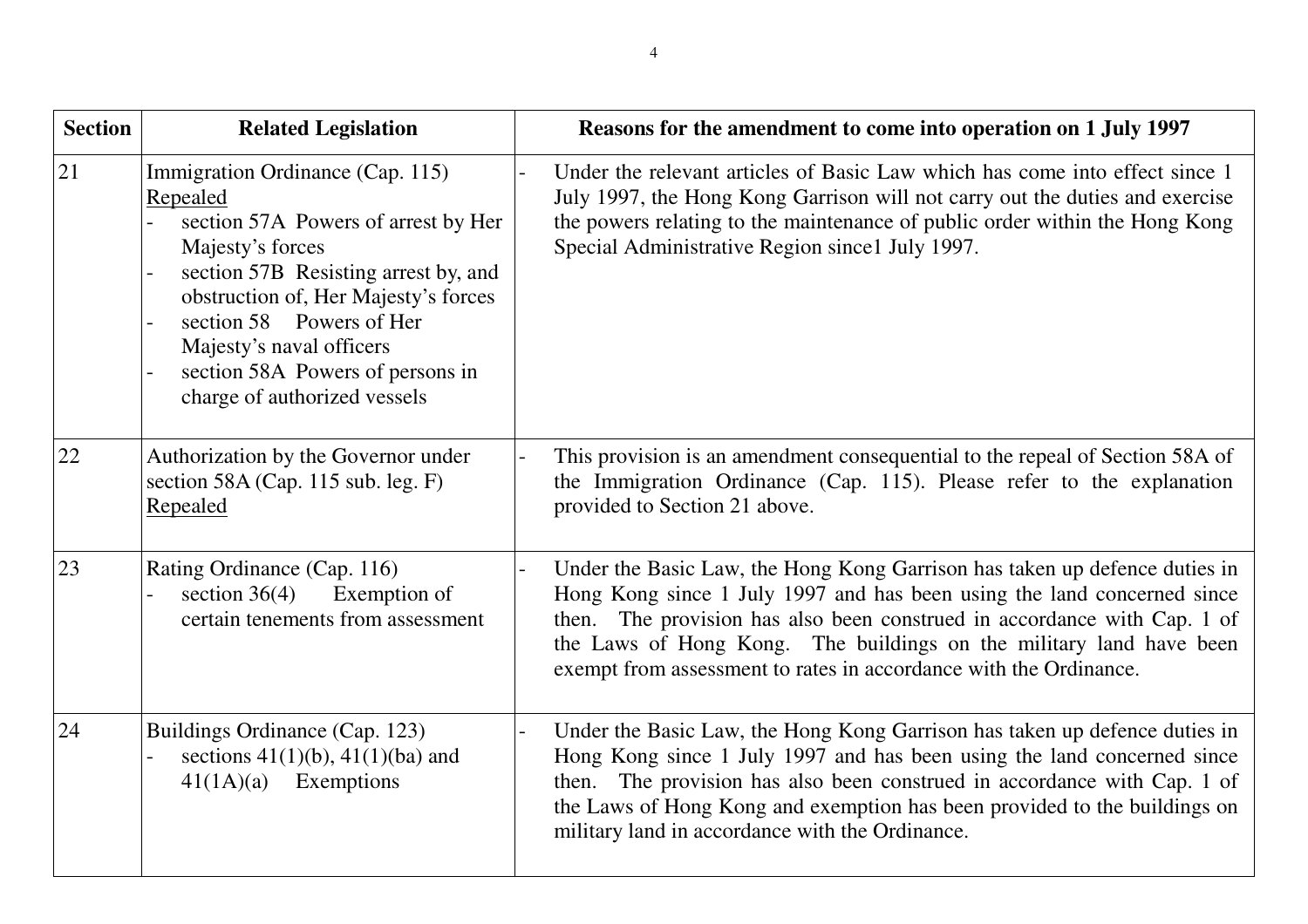| Section | Related Legislation | Reasons for the amendment to come into operation on 1 July 1997 |
|---|---|---|
| 21 | Immigration Ordinance (Cap. 115) <u>Repealed</u><br>- section 57A Powers of arrest by Her Majesty's forces<br>- section 57B Resisting arrest by, and obstruction of, Her Majesty's forces<br>- section 58 Powers of Her Majesty's naval officers<br>- section 58A Powers of persons in charge of authorized vessels | - Under the relevant articles of Basic Law which has come into effect since 1 July 1997, the Hong Kong Garrison will not carry out the duties and exercise the powers relating to the maintenance of public order within the Hong Kong Special Administrative Region since1 July 1997. |
| 22 | Authorization by the Governor under section 58A (Cap. 115 sub. leg. F) <u>Repealed</u> | - This provision is an amendment consequential to the repeal of Section 58A of the Immigration Ordinance (Cap. 115). Please refer to the explanation provided to Section 21 above. |
| 23 | Rating Ordinance (Cap. 116)<br>- section 36(4) Exemption of certain tenements from assessment | - Under the Basic Law, the Hong Kong Garrison has taken up defence duties in Hong Kong since 1 July 1997 and has been using the land concerned since then. The provision has also been construed in accordance with Cap. 1 of the Laws of Hong Kong. The buildings on the military land have been exempt from assessment to rates in accordance with the Ordinance. |
| 24 | Buildings Ordinance (Cap. 123)<br>- sections 41(1)(b), 41(1)(ba) and 41(1A)(a) Exemptions | - Under the Basic Law, the Hong Kong Garrison has taken up defence duties in Hong Kong since 1 July 1997 and has been using the land concerned since then. The provision has also been construed in accordance with Cap. 1 of the Laws of Hong Kong and exemption has been provided to the buildings on military land in accordance with the Ordinance. |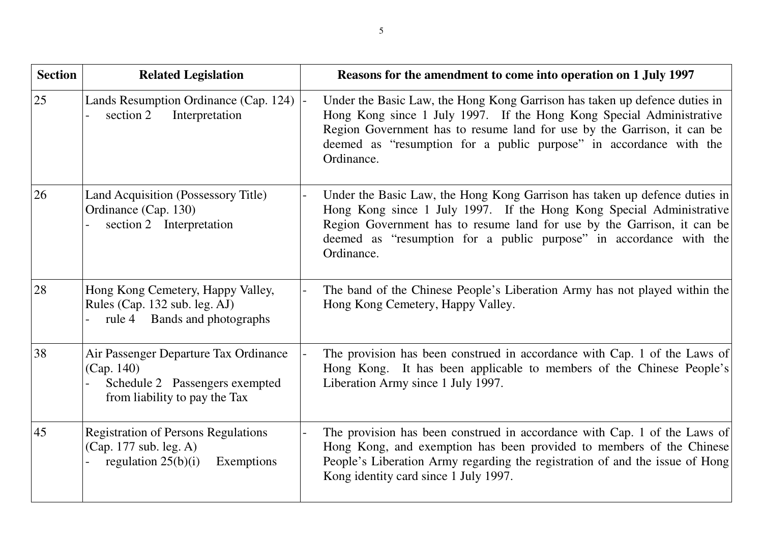| Section | Related Legislation | Reasons for the amendment to come into operation on 1 July 1997 |
|---|---|---|
| 25 | Lands Resumption Ordinance (Cap. 124) - section 2 Interpretation | - Under the Basic Law, the Hong Kong Garrison has taken up defence duties in Hong Kong since 1 July 1997. If the Hong Kong Special Administrative Region Government has to resume land for use by the Garrison, it can be deemed as "resumption for a public purpose" in accordance with the Ordinance. |
| 26 | Land Acquisition (Possessory Title) Ordinance (Cap. 130) - section 2 Interpretation | - Under the Basic Law, the Hong Kong Garrison has taken up defence duties in Hong Kong since 1 July 1997. If the Hong Kong Special Administrative Region Government has to resume land for use by the Garrison, it can be deemed as "resumption for a public purpose" in accordance with the Ordinance. |
| 28 | Hong Kong Cemetery, Happy Valley, Rules (Cap. 132 sub. leg. AJ) - rule 4 Bands and photographs | - The band of the Chinese People's Liberation Army has not played within the Hong Kong Cemetery, Happy Valley. |
| 38 | Air Passenger Departure Tax Ordinance (Cap. 140) - Schedule 2 Passengers exempted from liability to pay the Tax | - The provision has been construed in accordance with Cap. 1 of the Laws of Hong Kong. It has been applicable to members of the Chinese People's Liberation Army since 1 July 1997. |
| 45 | Registration of Persons Regulations (Cap. 177 sub. leg. A) - regulation 25(b)(i) Exemptions | - The provision has been construed in accordance with Cap. 1 of the Laws of Hong Kong, and exemption has been provided to members of the Chinese People's Liberation Army regarding the registration of and the issue of Hong Kong identity card since 1 July 1997. |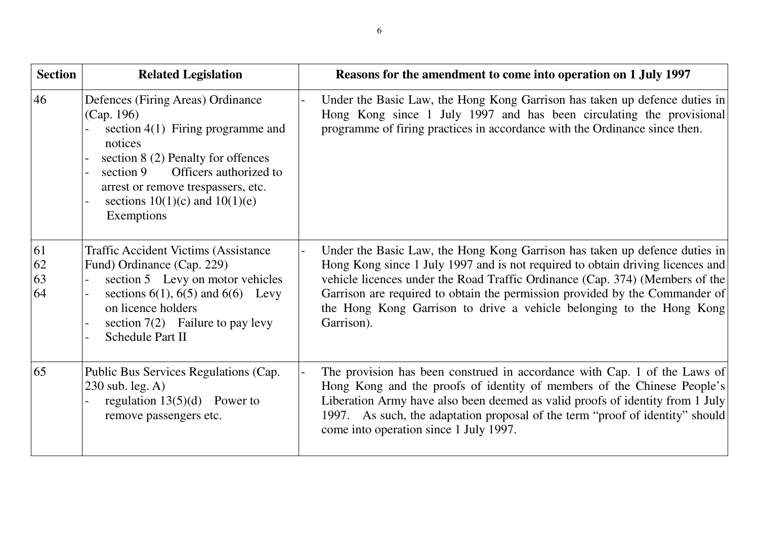| Section | Related Legislation | Reasons for the amendment to come into operation on 1 July 1997 |
|---|---|---|
| 46 | Defences (Firing Areas) Ordinance (Cap. 196)<br>- section 4(1) Firing programme and notices<br>- section 8 (2) Penalty for offences<br>- section 9 Officers authorized to arrest or remove trespassers, etc.<br>- sections 10(1)(c) and 10(1)(e) Exemptions | - Under the Basic Law, the Hong Kong Garrison has taken up defence duties in Hong Kong since 1 July 1997 and has been circulating the provisional programme of firing practices in accordance with the Ordinance since then. |
| 61<br>62<br>63<br>64 | Traffic Accident Victims (Assistance Fund) Ordinance (Cap. 229)<br>- section 5 Levy on motor vehicles<br>- sections 6(1), 6(5) and 6(6) Levy on licence holders<br>- section 7(2) Failure to pay levy<br>- Schedule Part II | - Under the Basic Law, the Hong Kong Garrison has taken up defence duties in Hong Kong since 1 July 1997 and is not required to obtain driving licences and vehicle licences under the Road Traffic Ordinance (Cap. 374) (Members of the Garrison are required to obtain the permission provided by the Commander of the Hong Kong Garrison to drive a vehicle belonging to the Hong Kong Garrison). |
| 65 | Public Bus Services Regulations (Cap. 230 sub. leg. A)<br>- regulation 13(5)(d) Power to remove passengers etc. | - The provision has been construed in accordance with Cap. 1 of the Laws of Hong Kong and the proofs of identity of members of the Chinese People's Liberation Army have also been deemed as valid proofs of identity from 1 July 1997. As such, the adaptation proposal of the term "proof of identity" should come into operation since 1 July 1997. |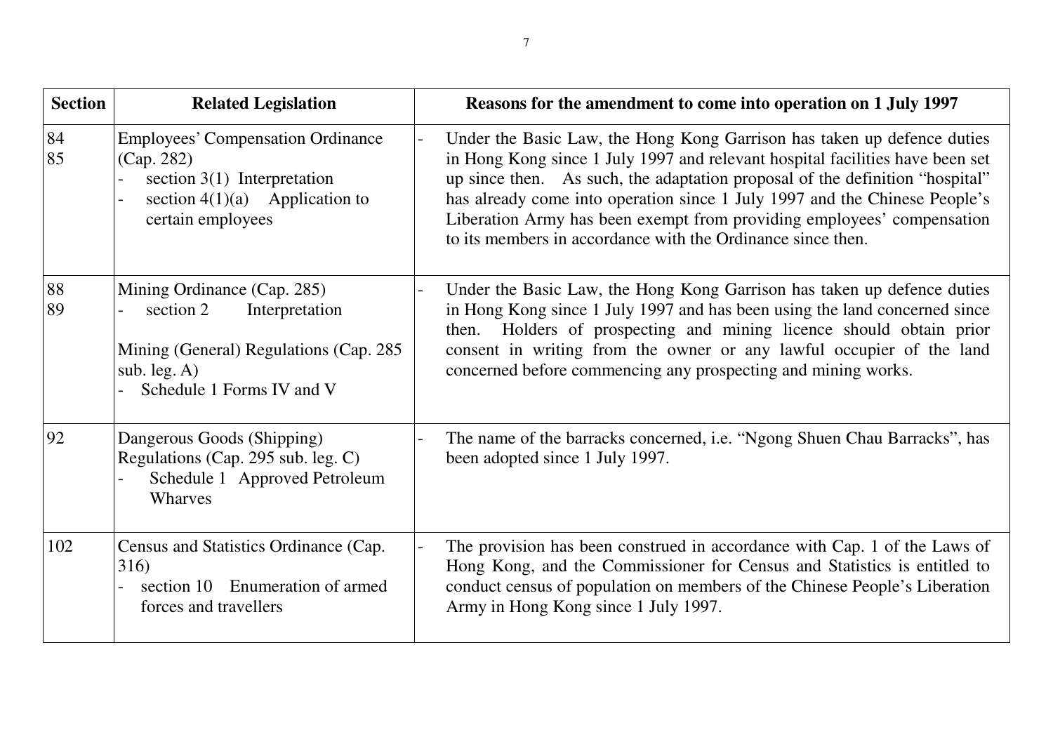| Section | Related Legislation | Reasons for the amendment to come into operation on 1 July 1997 |
|---|---|---|
| 84<br>85 | Employees' Compensation Ordinance (Cap. 282)<br>- section 3(1) Interpretation<br>- section 4(1)(a) Application to certain employees | - Under the Basic Law, the Hong Kong Garrison has taken up defence duties in Hong Kong since 1 July 1997 and relevant hospital facilities have been set up since then. As such, the adaptation proposal of the definition "hospital" has already come into operation since 1 July 1997 and the Chinese People's Liberation Army has been exempt from providing employees' compensation to its members in accordance with the Ordinance since then. |
| 88<br>89 | Mining Ordinance (Cap. 285)<br>- section 2 Interpretation<br><br>Mining (General) Regulations (Cap. 285 sub. leg. A)<br>- Schedule 1 Forms IV and V | - Under the Basic Law, the Hong Kong Garrison has taken up defence duties in Hong Kong since 1 July 1997 and has been using the land concerned since then. Holders of prospecting and mining licence should obtain prior consent in writing from the owner or any lawful occupier of the land concerned before commencing any prospecting and mining works. |
| 92 | Dangerous Goods (Shipping) Regulations (Cap. 295 sub. leg. C)<br>- Schedule 1 Approved Petroleum Wharves | - The name of the barracks concerned, i.e. "Ngong Shuen Chau Barracks", has been adopted since 1 July 1997. |
| 102 | Census and Statistics Ordinance (Cap. 316)<br>- section 10 Enumeration of armed forces and travellers | - The provision has been construed in accordance with Cap. 1 of the Laws of Hong Kong, and the Commissioner for Census and Statistics is entitled to conduct census of population on members of the Chinese People's Liberation Army in Hong Kong since 1 July 1997. |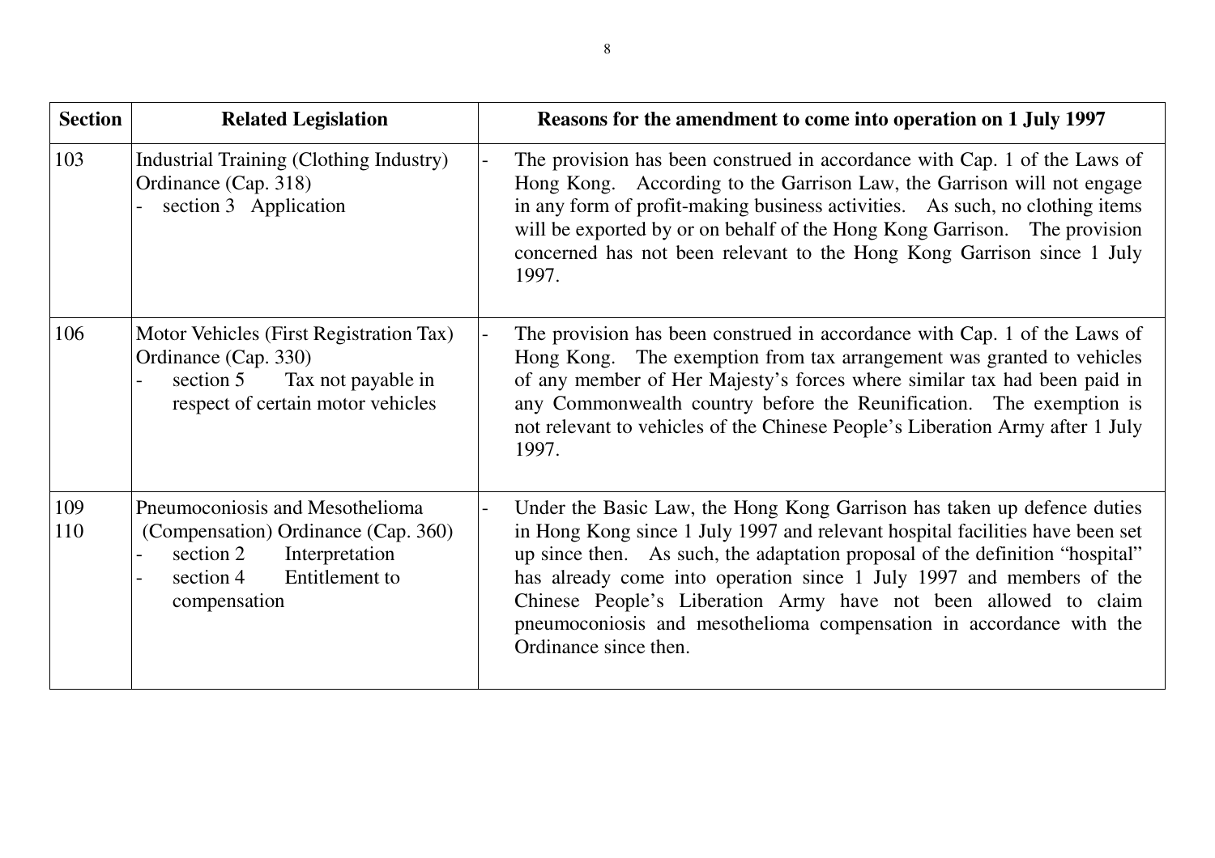| Section | Related Legislation | Reasons for the amendment to come into operation on 1 July 1997 |
|---|---|---|
| 103 | Industrial Training (Clothing Industry) Ordinance (Cap. 318)<br>- section 3 Application | - The provision has been construed in accordance with Cap. 1 of the Laws of Hong Kong. According to the Garrison Law, the Garrison will not engage in any form of profit-making business activities. As such, no clothing items will be exported by or on behalf of the Hong Kong Garrison. The provision concerned has not been relevant to the Hong Kong Garrison since 1 July 1997. |
| 106 | Motor Vehicles (First Registration Tax) Ordinance (Cap. 330)<br>- section 5 Tax not payable in respect of certain motor vehicles | - The provision has been construed in accordance with Cap. 1 of the Laws of Hong Kong. The exemption from tax arrangement was granted to vehicles of any member of Her Majesty's forces where similar tax had been paid in any Commonwealth country before the Reunification. The exemption is not relevant to vehicles of the Chinese People's Liberation Army after 1 July 1997. |
| 109<br>110 | Pneumoconiosis and Mesothelioma (Compensation) Ordinance (Cap. 360)<br>- section 2 Interpretation<br>- section 4 Entitlement to compensation | - Under the Basic Law, the Hong Kong Garrison has taken up defence duties in Hong Kong since 1 July 1997 and relevant hospital facilities have been set up since then. As such, the adaptation proposal of the definition "hospital" has already come into operation since 1 July 1997 and members of the Chinese People's Liberation Army have not been allowed to claim pneumoconiosis and mesothelioma compensation in accordance with the Ordinance since then. |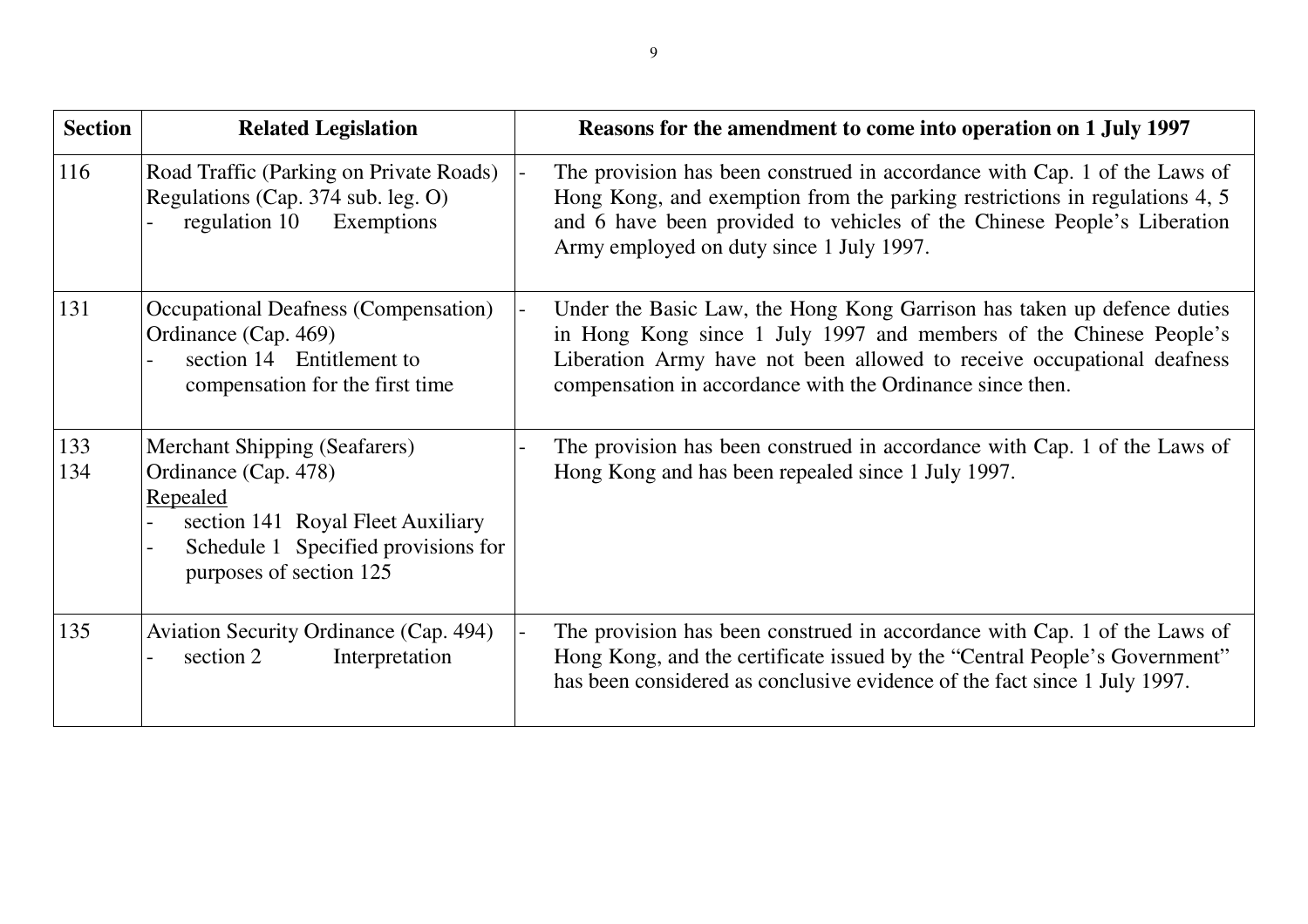| Section | Related Legislation | Reasons for the amendment to come into operation on 1 July 1997 |
|---|---|---|
| 116 | Road Traffic (Parking on Private Roads) Regulations (Cap. 374 sub. leg. O)<br>- regulation 10 Exemptions | - The provision has been construed in accordance with Cap. 1 of the Laws of Hong Kong, and exemption from the parking restrictions in regulations 4, 5 and 6 have been provided to vehicles of the Chinese People's Liberation Army employed on duty since 1 July 1997. |
| 131 | Occupational Deafness (Compensation) Ordinance (Cap. 469)<br>- section 14 Entitlement to compensation for the first time | - Under the Basic Law, the Hong Kong Garrison has taken up defence duties in Hong Kong since 1 July 1997 and members of the Chinese People's Liberation Army have not been allowed to receive occupational deafness compensation in accordance with the Ordinance since then. |
| 133<br>134 | Merchant Shipping (Seafarers) Ordinance (Cap. 478)<br><u>Repealed</u><br>- section 141 Royal Fleet Auxiliary<br>- Schedule 1 Specified provisions for purposes of section 125 | - The provision has been construed in accordance with Cap. 1 of the Laws of Hong Kong and has been repealed since 1 July 1997. |
| 135 | Aviation Security Ordinance (Cap. 494)<br>- section 2 Interpretation | - The provision has been construed in accordance with Cap. 1 of the Laws of Hong Kong, and the certificate issued by the "Central People's Government" has been considered as conclusive evidence of the fact since 1 July 1997. |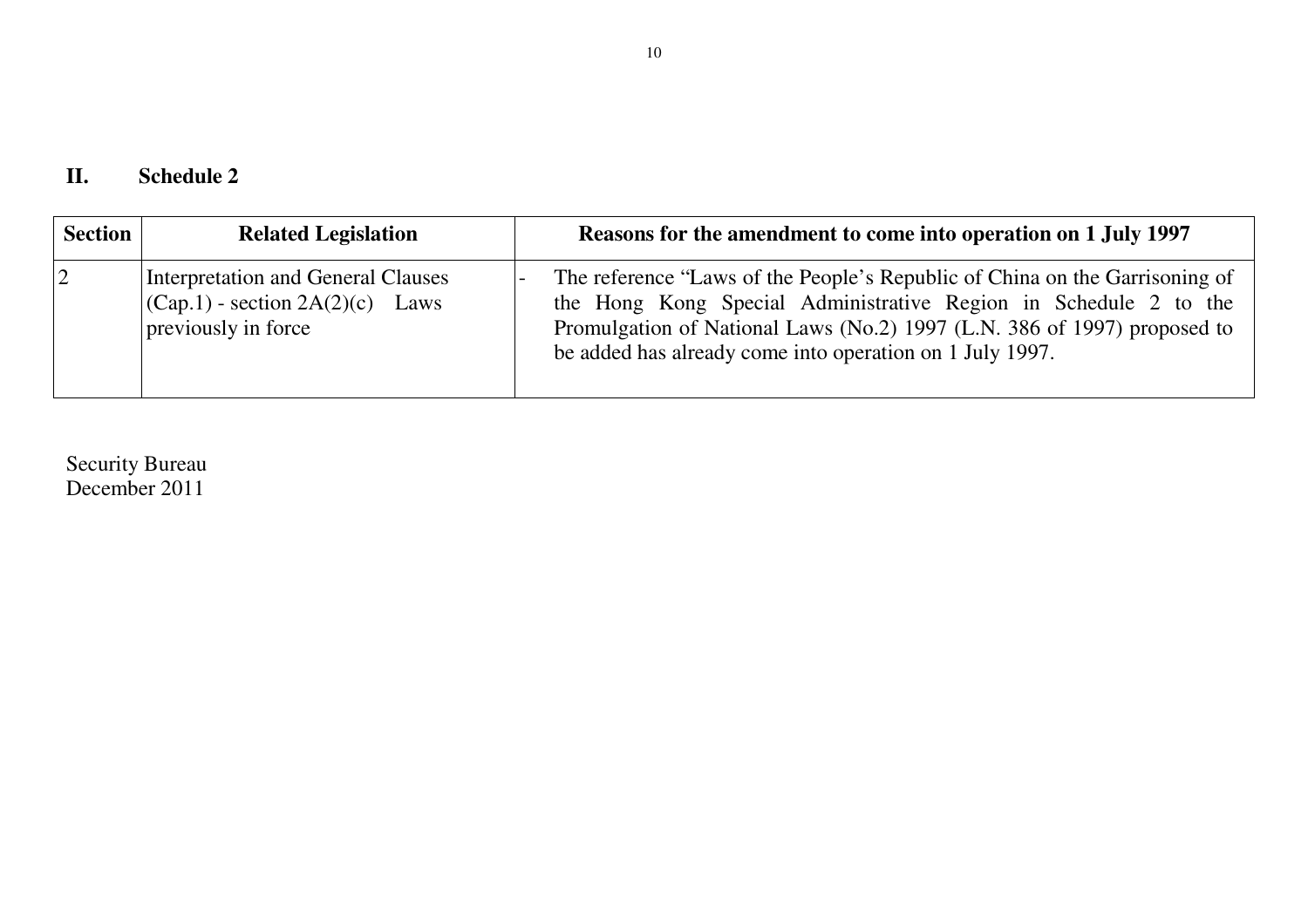## II. Schedule 2

| Section | Related Legislation | Reasons for the amendment to come into operation on 1 July 1997 |
|---|---|---|
| 2 | Interpretation and General Clauses (Cap.1) - section 2A(2)(c) Laws previously in force | - The reference "Laws of the People's Republic of China on the Garrisoning of the Hong Kong Special Administrative Region in Schedule 2 to the Promulgation of National Laws (No.2) 1997 (L.N. 386 of 1997) proposed to be added has already come into operation on 1 July 1997. |

Security Bureau
December 2011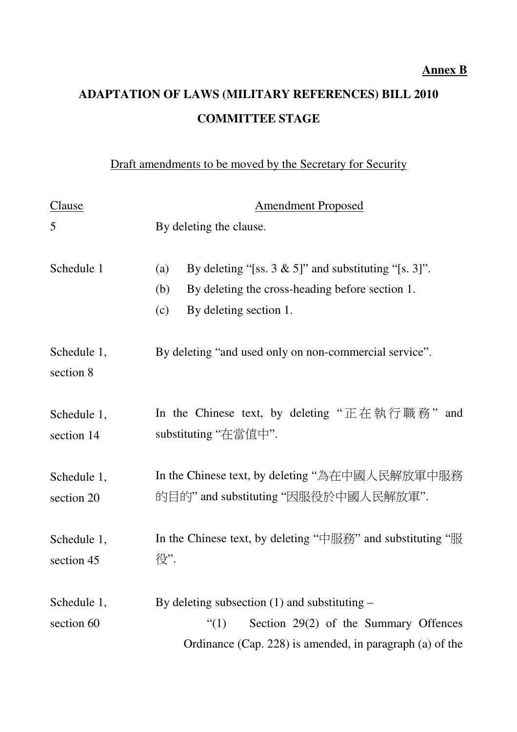**Annex B**

# ADAPTATION OF LAWS (MILITARY REFERENCES) BILL 2010

## COMMITTEE STAGE

Draft amendments to be moved by the Secretary for Security

| Clause | Amendment Proposed |
|---|---|
| 5 | By deleting the clause. |
| Schedule 1 | (a) By deleting "[ss. 3 & 5]" and substituting "[s. 3]".<br>(b) By deleting the cross-heading before section 1.<br>(c) By deleting section 1. |
| Schedule 1, section 8 | By deleting "and used only on non-commercial service". |
| Schedule 1, section 14 | In the Chinese text, by deleting "正在執行職務" and substituting "在當值中". |
| Schedule 1, section 20 | In the Chinese text, by deleting "為在中國人民解放軍中服務的目的" and substituting "因服役於中國人民解放軍". |
| Schedule 1, section 45 | In the Chinese text, by deleting "中服務" and substituting "服役". |
| Schedule 1, section 60 | By deleting subsection (1) and substituting –<br>"(1) Section 29(2) of the Summary Offences Ordinance (Cap. 228) is amended, in paragraph (a) of the |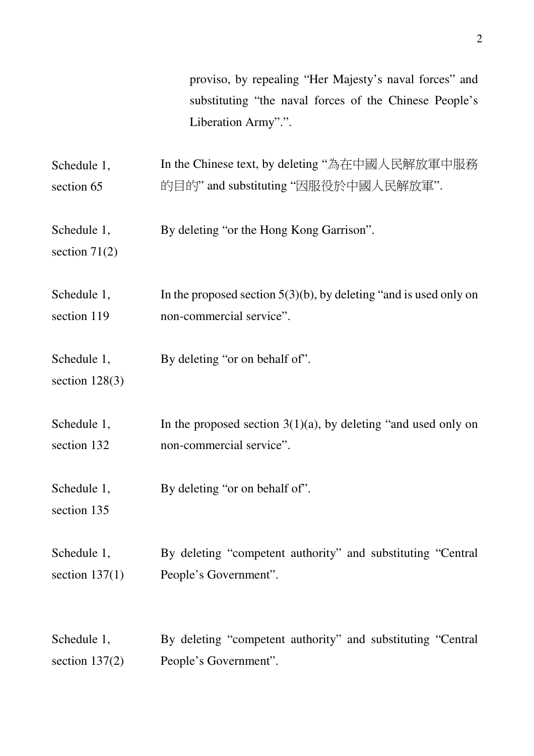proviso, by repealing "Her Majesty's naval forces" and substituting "the naval forces of the Chinese People's Liberation Army".".

| | |
|---|---|
| Schedule 1, section 65 | In the Chinese text, by deleting "為在中國人民解放軍中服務的目的" and substituting "因服役於中國人民解放軍". |
| Schedule 1, section 71(2) | By deleting "or the Hong Kong Garrison". |
| Schedule 1, section 119 | In the proposed section 5(3)(b), by deleting "and is used only on non-commercial service". |
| Schedule 1, section 128(3) | By deleting "or on behalf of". |
| Schedule 1, section 132 | In the proposed section 3(1)(a), by deleting "and used only on non-commercial service". |
| Schedule 1, section 135 | By deleting "or on behalf of". |
| Schedule 1, section 137(1) | By deleting "competent authority" and substituting "Central People's Government". |
| Schedule 1, section 137(2) | By deleting "competent authority" and substituting "Central People's Government". |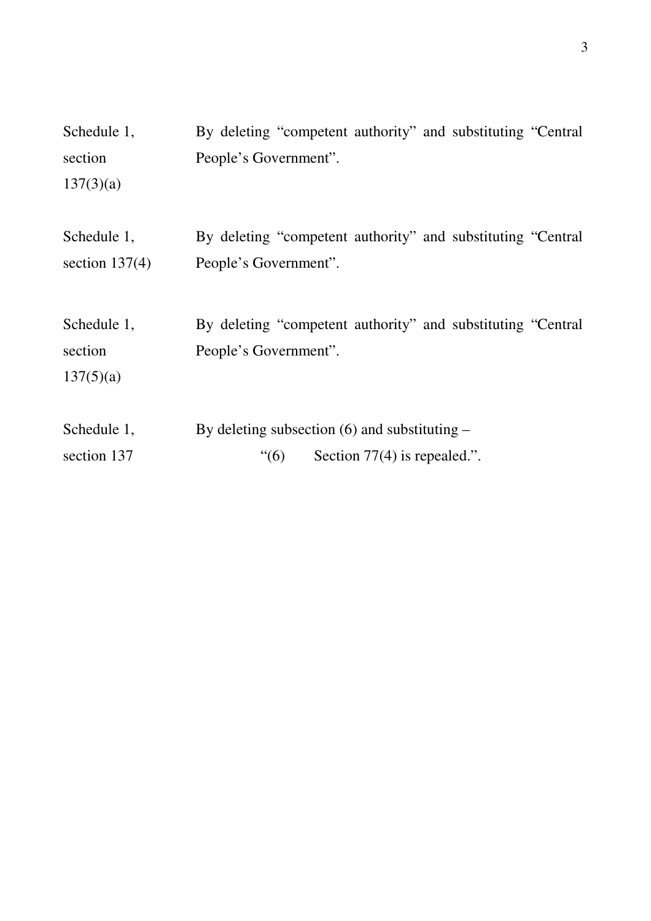| | |
|---|---|
| Schedule 1, section 137(3)(a) | By deleting “competent authority” and substituting “Central People’s Government”. |
| Schedule 1, section 137(4) | By deleting “competent authority” and substituting “Central People’s Government”. |
| Schedule 1, section 137(5)(a) | By deleting “competent authority” and substituting “Central People’s Government”. |
| Schedule 1, section 137 | By deleting subsection (6) and substituting – “(6) Section 77(4) is repealed.”. |